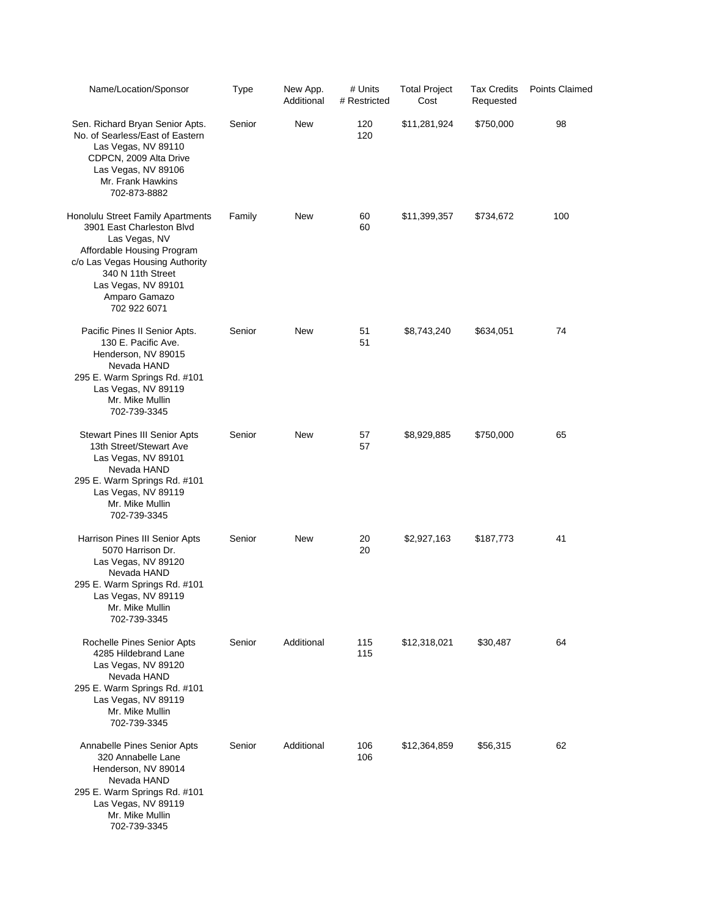| Name/Location/Sponsor | Type | New App. Additional | # Units # Restricted | Total Project Cost | Tax Credits Requested | Points Claimed |
|---|---|---|---|---|---|---|
| Sen. Richard Bryan Senior Apts.<br>No. of Searless/East of Eastern<br>Las Vegas, NV 89110<br>CDPCN, 2009 Alta Drive<br>Las Vegas, NV 89106<br>Mr. Frank Hawkins<br>702-873-8882 | Senior | New | 120<br>120 | $11,281,924 | $750,000 | 98 |
| Honolulu Street Family Apartments<br>3901 East Charleston Blvd<br>Las Vegas, NV<br>Affordable Housing Program<br>c/o Las Vegas Housing Authority<br>340 N 11th Street<br>Las Vegas, NV 89101<br>Amparo Gamazo<br>702 922 6071 | Family | New | 60<br>60 | $11,399,357 | $734,672 | 100 |
| Pacific Pines II Senior Apts.<br>130 E. Pacific Ave.<br>Henderson, NV 89015<br>Nevada HAND<br>295 E. Warm Springs Rd. #101<br>Las Vegas, NV 89119<br>Mr. Mike Mullin<br>702-739-3345 | Senior | New | 51<br>51 | $8,743,240 | $634,051 | 74 |
| Stewart Pines III Senior Apts<br>13th Street/Stewart Ave<br>Las Vegas, NV 89101<br>Nevada HAND<br>295 E. Warm Springs Rd. #101<br>Las Vegas, NV 89119<br>Mr. Mike Mullin<br>702-739-3345 | Senior | New | 57<br>57 | $8,929,885 | $750,000 | 65 |
| Harrison Pines III Senior Apts<br>5070 Harrison Dr.<br>Las Vegas, NV 89120<br>Nevada HAND<br>295 E. Warm Springs Rd. #101<br>Las Vegas, NV 89119<br>Mr. Mike Mullin<br>702-739-3345 | Senior | New | 20<br>20 | $2,927,163 | $187,773 | 41 |
| Rochelle Pines Senior Apts<br>4285 Hildebrand Lane<br>Las Vegas, NV 89120<br>Nevada HAND<br>295 E. Warm Springs Rd. #101<br>Las Vegas, NV 89119<br>Mr. Mike Mullin<br>702-739-3345 | Senior | Additional | 115<br>115 | $12,318,021 | $30,487 | 64 |
| Annabelle Pines Senior Apts<br>320 Annabelle Lane<br>Henderson, NV 89014<br>Nevada HAND<br>295 E. Warm Springs Rd. #101<br>Las Vegas, NV 89119<br>Mr. Mike Mullin<br>702-739-3345 | Senior | Additional | 106<br>106 | $12,364,859 | $56,315 | 62 |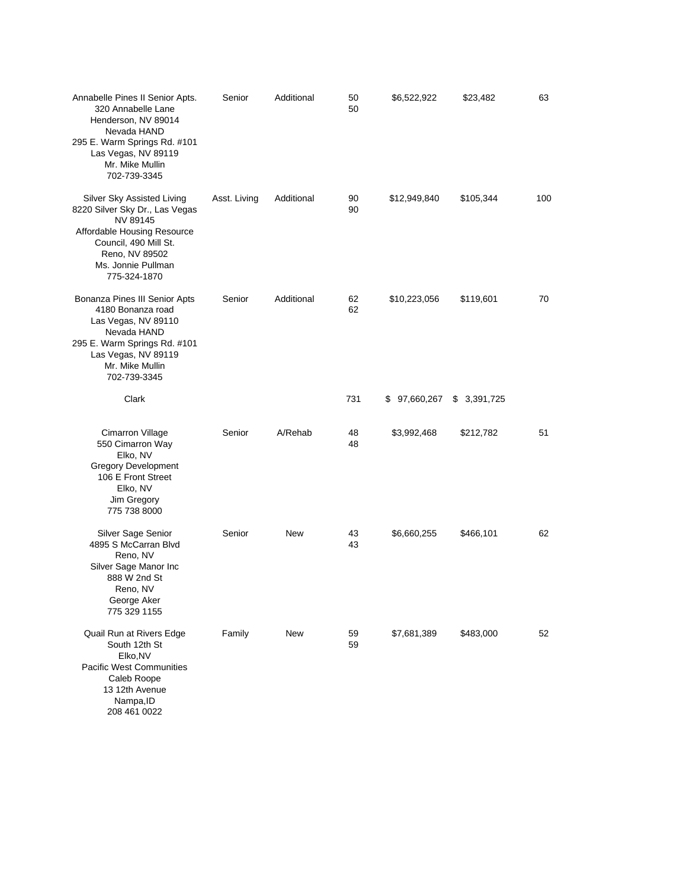| | | | | | | |
|---|---|---|---|---|---|---|
| Annabelle Pines II Senior Apts.<br>320 Annabelle Lane<br>Henderson, NV 89014<br>Nevada HAND<br>295 E. Warm Springs Rd. #101<br>Las Vegas, NV 89119<br>Mr. Mike Mullin<br>702-739-3345 | Senior | Additional | 50<br>50 | $6,522,922 | $23,482 | 63 |
| Silver Sky Assisted Living<br>8220 Silver Sky Dr., Las Vegas<br>NV 89145<br>Affordable Housing Resource<br>Council, 490 Mill St.<br>Reno, NV 89502<br>Ms. Jonnie Pullman<br>775-324-1870 | Asst. Living | Additional | 90<br>90 | $12,949,840 | $105,344 | 100 |
| Bonanza Pines III Senior Apts<br>4180 Bonanza road<br>Las Vegas, NV 89110<br>Nevada HAND<br>295 E. Warm Springs Rd. #101<br>Las Vegas, NV 89119<br>Mr. Mike Mullin<br>702-739-3345 | Senior | Additional | 62<br>62 | $10,223,056 | $119,601 | 70 |
| Clark | | | 731 | $ 97,660,267 | $ 3,391,725 | |
| Cimarron Village<br>550 Cimarron Way<br>Elko, NV<br>Gregory Development<br>106 E Front Street<br>Elko, NV<br>Jim Gregory<br>775 738 8000 | Senior | A/Rehab | 48<br>48 | $3,992,468 | $212,782 | 51 |
| Silver Sage Senior<br>4895 S McCarran Blvd<br>Reno, NV<br>Silver Sage Manor Inc<br>888 W 2nd St<br>Reno, NV<br>George Aker<br>775 329 1155 | Senior | New | 43<br>43 | $6,660,255 | $466,101 | 62 |
| Quail Run at Rivers Edge<br>South 12th St<br>Elko,NV<br>Pacific West Communities<br>Caleb Roope<br>13 12th Avenue<br>Nampa,ID<br>208 461 0022 | Family | New | 59<br>59 | $7,681,389 | $483,000 | 52 |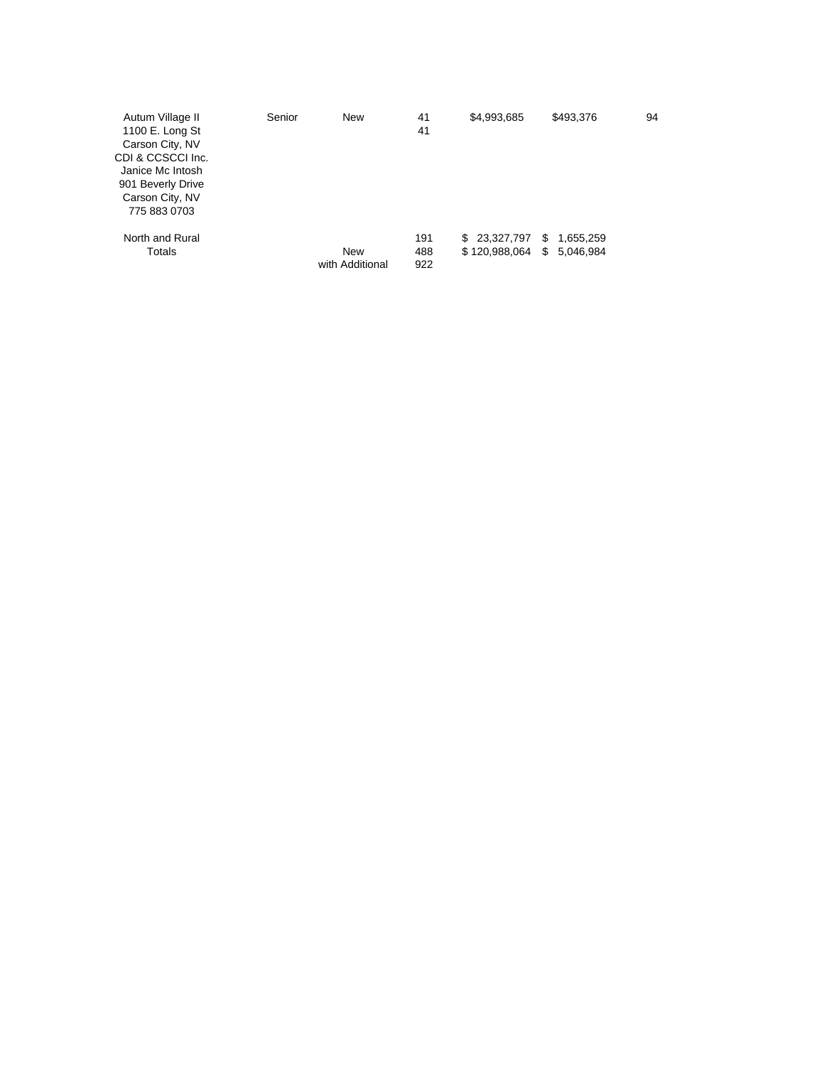| | | | | | | |
|---|---|---|---|---|---|---|
| Autum Village II<br>1100 E. Long St<br>Carson City, NV<br>CDI & CCSCCI Inc.<br>Janice Mc Intosh<br>901 Beverly Drive<br>Carson City, NV<br>775 883 0703 | Senior | New | 41<br>41 | $4,993,685 | $493,376 | 94 |
| North and Rural | | | 191 | $ 23,327,797 | $ 1,655,259 | |
| Totals | | New<br>with Additional | 488<br>922 | $ 120,988,064 | $ 5,046,984 | |